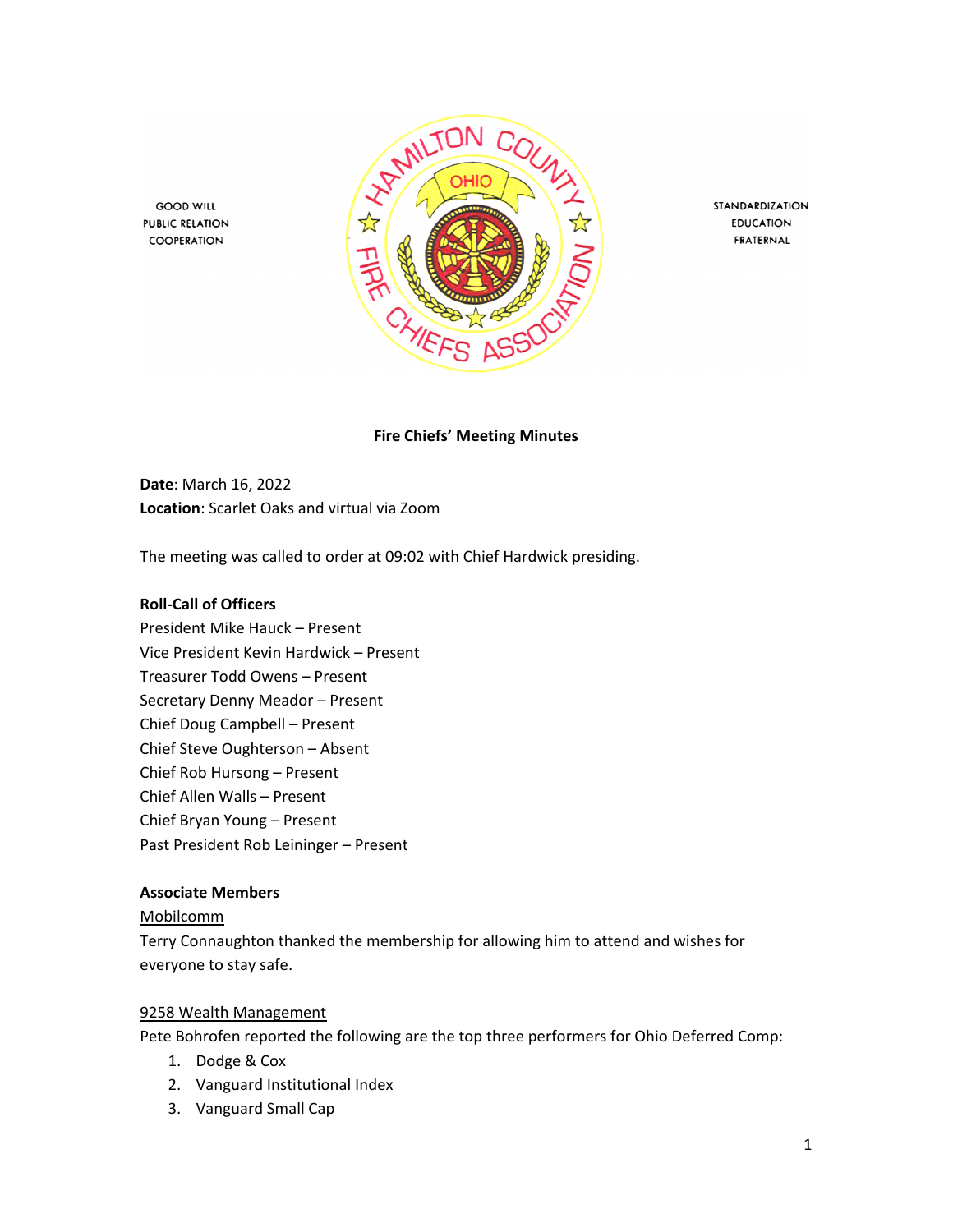GOOD WILL
PUBLIC RELATION
COOPERATION

STANDARDIZATION
EDUCATION
FRATERNAL

**Fire Chiefs' Meeting Minutes**

**Date**: March 16, 2022
**Location**: Scarlet Oaks and virtual via Zoom

The meeting was called to order at 09:02 with Chief Hardwick presiding.

**Roll-Call of Officers**
President Mike Hauck – Present
Vice President Kevin Hardwick – Present
Treasurer Todd Owens – Present
Secretary Denny Meador – Present
Chief Doug Campbell – Present
Chief Steve Oughterson – Absent
Chief Rob Hursong – Present
Chief Allen Walls – Present
Chief Bryan Young – Present
Past President Rob Leininger – Present

**Associate Members**

Mobilcomm

Terry Connaughton thanked the membership for allowing him to attend and wishes for everyone to stay safe.

9258 Wealth Management

Pete Bohrofen reported the following are the top three performers for Ohio Deferred Comp:

1. Dodge & Cox
2. Vanguard Institutional Index
3. Vanguard Small Cap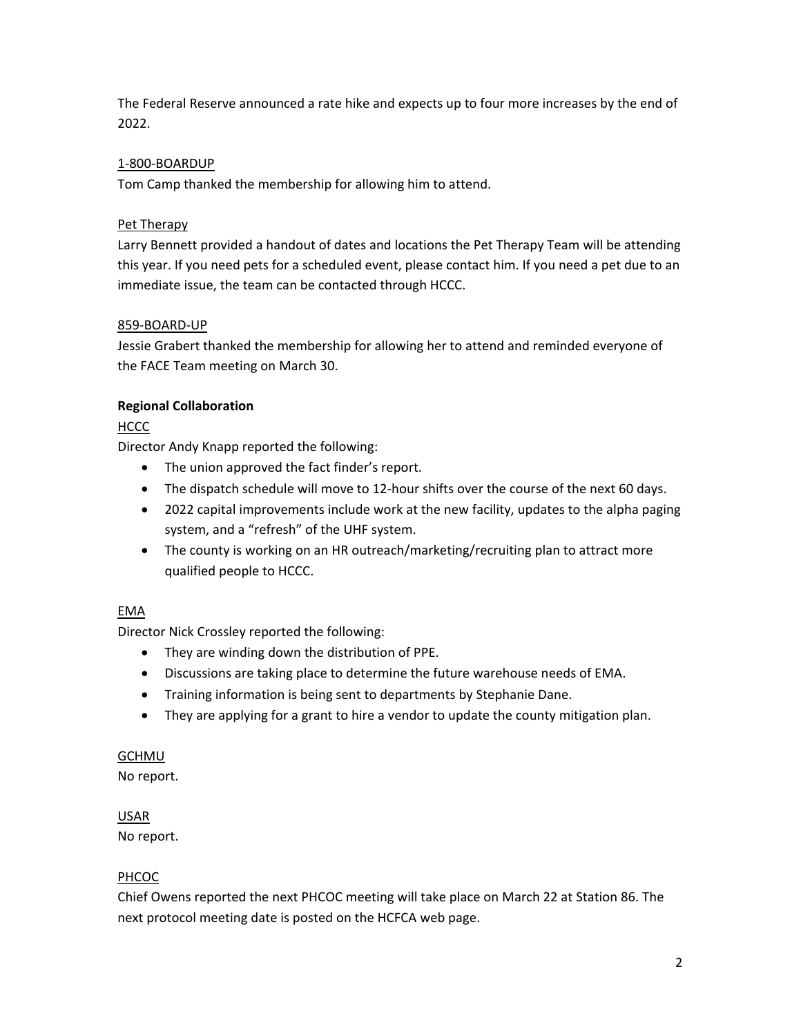The Federal Reserve announced a rate hike and expects up to four more increases by the end of 2022.

<u>1-800-BOARDUP</u>
Tom Camp thanked the membership for allowing him to attend.

<u>Pet Therapy</u>
Larry Bennett provided a handout of dates and locations the Pet Therapy Team will be attending this year. If you need pets for a scheduled event, please contact him. If you need a pet due to an immediate issue, the team can be contacted through HCCC.

<u>859-BOARD-UP</u>
Jessie Grabert thanked the membership for allowing her to attend and reminded everyone of the FACE Team meeting on March 30.

**Regional Collaboration**

<u>HCCC</u>
Director Andy Knapp reported the following:

- The union approved the fact finder's report.
- The dispatch schedule will move to 12-hour shifts over the course of the next 60 days.
- 2022 capital improvements include work at the new facility, updates to the alpha paging system, and a "refresh" of the UHF system.
- The county is working on an HR outreach/marketing/recruiting plan to attract more qualified people to HCCC.

<u>EMA</u>
Director Nick Crossley reported the following:

- They are winding down the distribution of PPE.
- Discussions are taking place to determine the future warehouse needs of EMA.
- Training information is being sent to departments by Stephanie Dane.
- They are applying for a grant to hire a vendor to update the county mitigation plan.

<u>GCHMU</u>
No report.

<u>USAR</u>
No report.

<u>PHCOC</u>
Chief Owens reported the next PHCOC meeting will take place on March 22 at Station 86. The next protocol meeting date is posted on the HCFCA web page.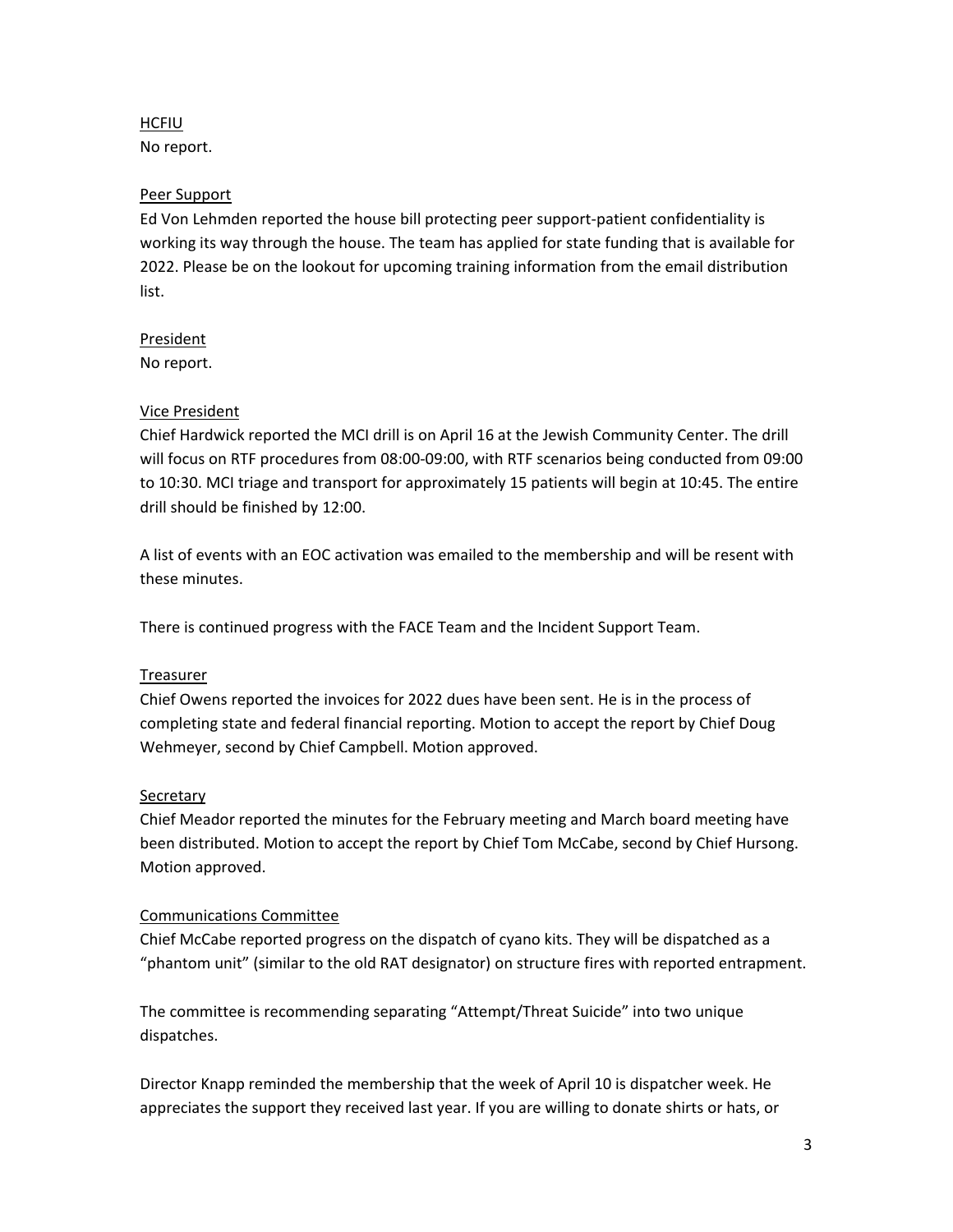HCFIU

No report.

Peer Support

Ed Von Lehmden reported the house bill protecting peer support-patient confidentiality is working its way through the house. The team has applied for state funding that is available for 2022. Please be on the lookout for upcoming training information from the email distribution list.

President

No report.

Vice President

Chief Hardwick reported the MCI drill is on April 16 at the Jewish Community Center. The drill will focus on RTF procedures from 08:00-09:00, with RTF scenarios being conducted from 09:00 to 10:30. MCI triage and transport for approximately 15 patients will begin at 10:45. The entire drill should be finished by 12:00.

A list of events with an EOC activation was emailed to the membership and will be resent with these minutes.

There is continued progress with the FACE Team and the Incident Support Team.

Treasurer

Chief Owens reported the invoices for 2022 dues have been sent. He is in the process of completing state and federal financial reporting. Motion to accept the report by Chief Doug Wehmeyer, second by Chief Campbell. Motion approved.

Secretary

Chief Meador reported the minutes for the February meeting and March board meeting have been distributed. Motion to accept the report by Chief Tom McCabe, second by Chief Hursong. Motion approved.

Communications Committee

Chief McCabe reported progress on the dispatch of cyano kits. They will be dispatched as a "phantom unit" (similar to the old RAT designator) on structure fires with reported entrapment.

The committee is recommending separating "Attempt/Threat Suicide" into two unique dispatches.

Director Knapp reminded the membership that the week of April 10 is dispatcher week. He appreciates the support they received last year. If you are willing to donate shirts or hats, or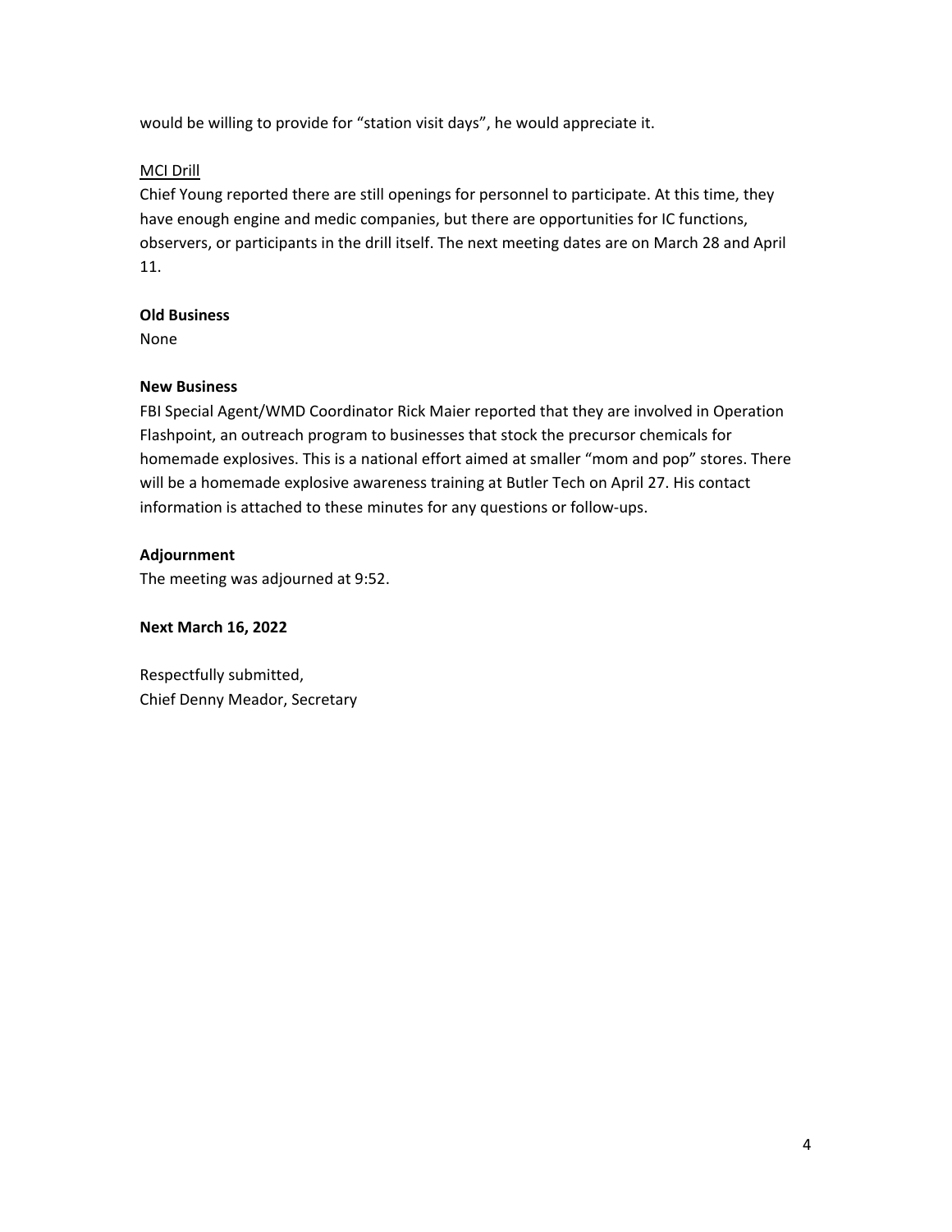would be willing to provide for "station visit days", he would appreciate it.

MCI Drill

Chief Young reported there are still openings for personnel to participate. At this time, they have enough engine and medic companies, but there are opportunities for IC functions, observers, or participants in the drill itself. The next meeting dates are on March 28 and April 11.

**Old Business**

None

**New Business**

FBI Special Agent/WMD Coordinator Rick Maier reported that they are involved in Operation Flashpoint, an outreach program to businesses that stock the precursor chemicals for homemade explosives. This is a national effort aimed at smaller "mom and pop" stores. There will be a homemade explosive awareness training at Butler Tech on April 27. His contact information is attached to these minutes for any questions or follow-ups.

**Adjournment**

The meeting was adjourned at 9:52.

**Next March 16, 2022**

Respectfully submitted,
Chief Denny Meador, Secretary